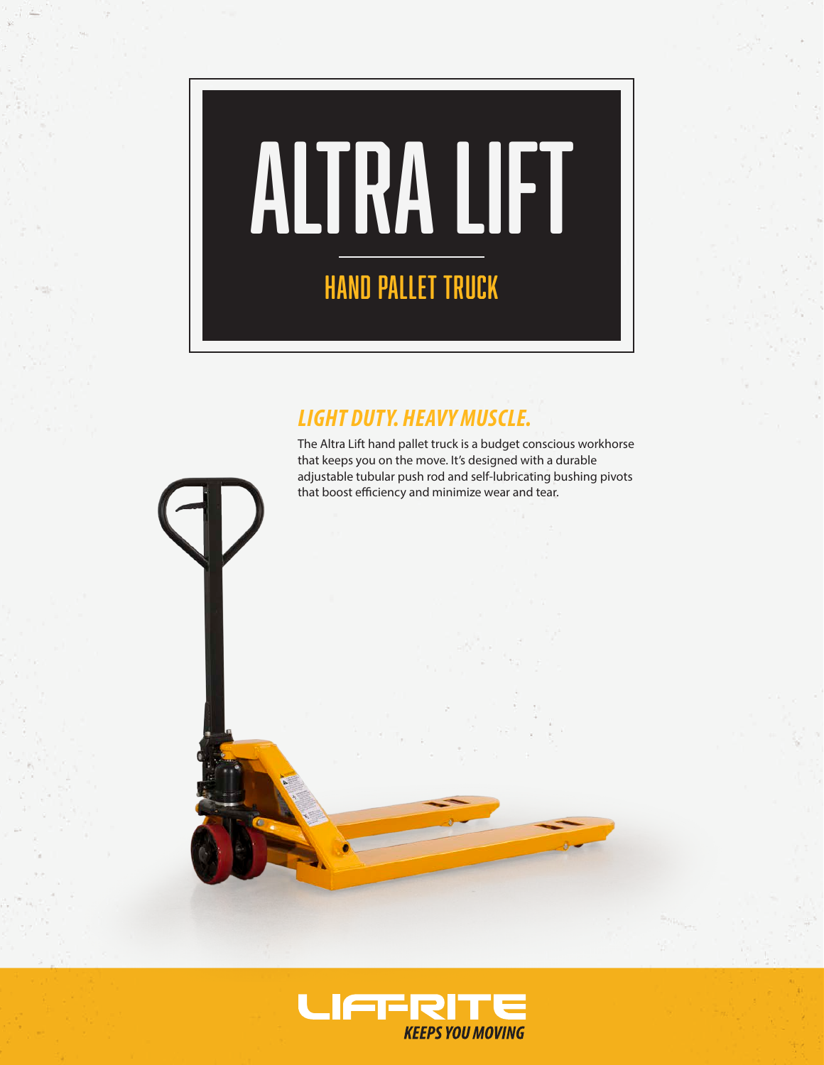# ALTRA LIFT

## HAND PALLET TRUCK

### *LIGHT DUTY. HEAVY MUSCLE.*

The Altra Lift hand pallet truck is a budget conscious workhorse that keeps you on the move. It's designed with a durable adjustable tubular push rod and self-lubricating bushing pivots that boost efficiency and minimize wear and tear.

LIFT-RITE

*KEEPS YOU MOVING*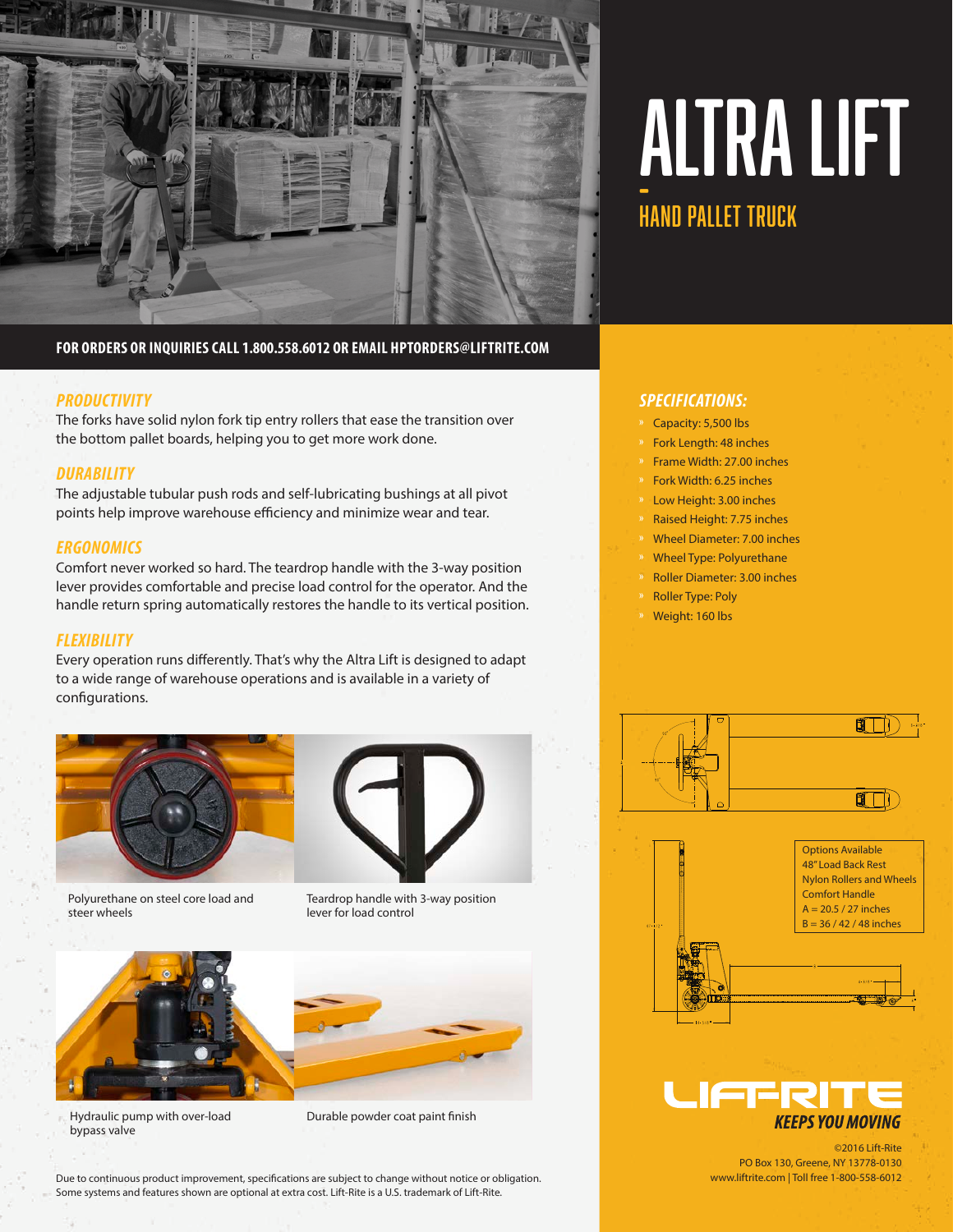# ALTRA LIFT

## HAND PALLET TRUCK

**FOR ORDERS OR INQUIRIES CALL 1.800.558.6012 OR EMAIL HPTORDERS@LIFTRITE.COM**

### *PRODUCTIVITY*

The forks have solid nylon fork tip entry rollers that ease the transition over the bottom pallet boards, helping you to get more work done.

### *DURABILITY*

The adjustable tubular push rods and self-lubricating bushings at all pivot points help improve warehouse efficiency and minimize wear and tear.

### *ERGONOMICS*

Comfort never worked so hard. The teardrop handle with the 3-way position lever provides comfortable and precise load control for the operator. And the handle return spring automatically restores the handle to its vertical position.

### *FLEXIBILITY*

Every operation runs differently. That's why the Altra Lift is designed to adapt to a wide range of warehouse operations and is available in a variety of configurations.

Polyurethane on steel core load and steer wheels

Teardrop handle with 3-way position lever for load control

Hydraulic pump with over-load bypass valve

Durable powder coat paint finish

Due to continuous product improvement, specifications are subject to change without notice or obligation. Some systems and features shown are optional at extra cost. Lift-Rite is a U.S. trademark of Lift-Rite.

### *SPECIFICATIONS:*

- Capacity: 5,500 lbs
- Fork Length: 48 inches
- Frame Width: 27.00 inches
- Fork Width: 6.25 inches
- Low Height: 3.00 inches
- Raised Height: 7.75 inches
- Wheel Diameter: 7.00 inches
- Wheel Type: Polyurethane
- Roller Diameter: 3.00 inches
- Roller Type: Poly
- Weight: 160 lbs

Options Available
48" Load Back Rest
Nylon Rollers and Wheels
Comfort Handle
A = 20.5 / 27 inches
B = 36 / 42 / 48 inches

LIFT-RITE
KEEPS YOU MOVING

©2016 Lift-Rite
PO Box 130, Greene, NY 13778-0130
www.liftrite.com | Toll free 1-800-558-6012